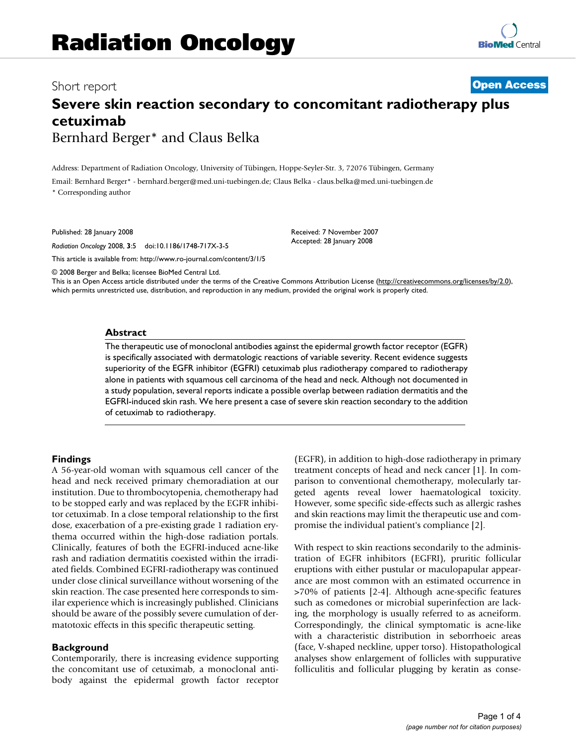Short report

**Open Access**

# Severe skin reaction secondary to concomitant radiotherapy plus cetuximab

Bernhard Berger* and Claus Belka

Address: Department of Radiation Oncology, University of Tübingen, Hoppe-Seyler-Str. 3, 72076 Tübingen, Germany

Email: Bernhard Berger* - bernhard.berger@med.uni-tuebingen.de; Claus Belka - claus.belka@med.uni-tuebingen.de

* Corresponding author

Published: 28 January 2008

*Radiation Oncology* 2008, **3**:5 doi:10.1186/1748-717X-3-5

Received: 7 November 2007
Accepted: 28 January 2008

This article is available from: http://www.ro-journal.com/content/3/1/5

© 2008 Berger and Belka; licensee BioMed Central Ltd.
This is an Open Access article distributed under the terms of the Creative Commons Attribution License (http://creativecommons.org/licenses/by/2.0), which permits unrestricted use, distribution, and reproduction in any medium, provided the original work is properly cited.

## Abstract

The therapeutic use of monoclonal antibodies against the epidermal growth factor receptor (EGFR) is specifically associated with dermatologic reactions of variable severity. Recent evidence suggests superiority of the EGFR inhibitor (EGFRI) cetuximab plus radiotherapy compared to radiotherapy alone in patients with squamous cell carcinoma of the head and neck. Although not documented in a study population, several reports indicate a possible overlap between radiation dermatitis and the EGFRI-induced skin rash. We here present a case of severe skin reaction secondary to the addition of cetuximab to radiotherapy.

## Findings

A 56-year-old woman with squamous cell cancer of the head and neck received primary chemoradiation at our institution. Due to thrombocytopenia, chemotherapy had to be stopped early and was replaced by the EGFR inhibitor cetuximab. In a close temporal relationship to the first dose, exacerbation of a pre-existing grade 1 radiation erythema occurred within the high-dose radiation portals. Clinically, features of both the EGFRI-induced acne-like rash and radiation dermatitis coexisted within the irradiated fields. Combined EGFRI-radiotherapy was continued under close clinical surveillance without worsening of the skin reaction. The case presented here corresponds to similar experience which is increasingly published. Clinicians should be aware of the possibly severe cumulation of dermatotoxic effects in this specific therapeutic setting.

## Background

Contemporarily, there is increasing evidence supporting the concomitant use of cetuximab, a monoclonal antibody against the epidermal growth factor receptor (EGFR), in addition to high-dose radiotherapy in primary treatment concepts of head and neck cancer [1]. In comparison to conventional chemotherapy, molecularly targeted agents reveal lower haematological toxicity. However, some specific side-effects such as allergic rashes and skin reactions may limit the therapeutic use and compromise the individual patient's compliance [2].

With respect to skin reactions secondarily to the administration of EGFR inhibitors (EGFRI), pruritic follicular eruptions with either pustular or maculopapular appearance are most common with an estimated occurrence in >70% of patients [2-4]. Although acne-specific features such as comedones or microbial superinfection are lacking, the morphology is usually referred to as acneiform. Correspondingly, the clinical symptomatic is acne-like with a characteristic distribution in seborrhoeic areas (face, V-shaped neckline, upper torso). Histopathological analyses show enlargement of follicles with suppurative folliculitis and follicular plugging by keratin as conse-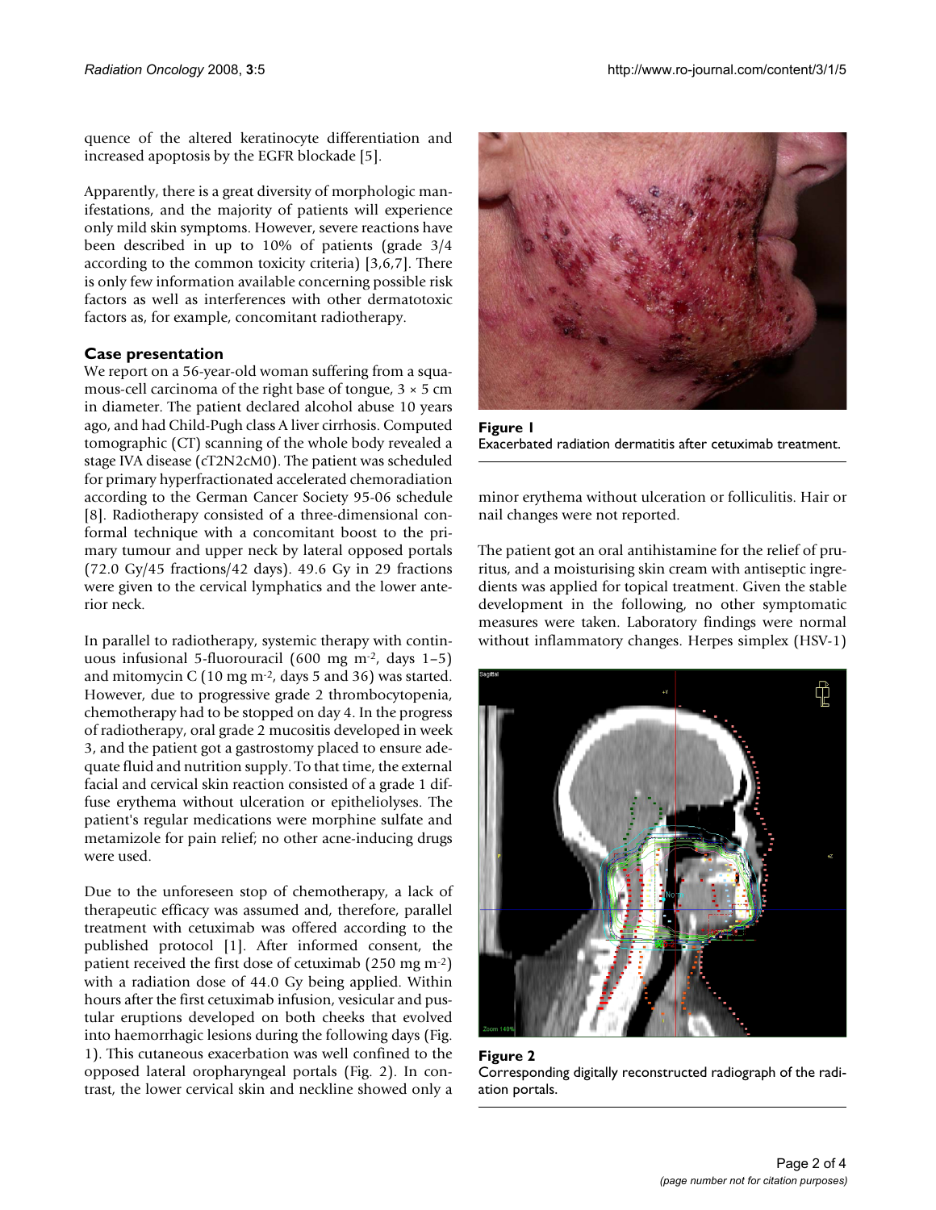quence of the altered keratinocyte differentiation and increased apoptosis by the EGFR blockade [5].

Apparently, there is a great diversity of morphologic manifestations, and the majority of patients will experience only mild skin symptoms. However, severe reactions have been described in up to 10% of patients (grade 3/4 according to the common toxicity criteria) [3,6,7]. There is only few information available concerning possible risk factors as well as interferences with other dermatotoxic factors as, for example, concomitant radiotherapy.

## Case presentation

We report on a 56-year-old woman suffering from a squamous-cell carcinoma of the right base of tongue, 3 × 5 cm in diameter. The patient declared alcohol abuse 10 years ago, and had Child-Pugh class A liver cirrhosis. Computed tomographic (CT) scanning of the whole body revealed a stage IVA disease (cT2N2cM0). The patient was scheduled for primary hyperfractionated accelerated chemoradiation according to the German Cancer Society 95-06 schedule [8]. Radiotherapy consisted of a three-dimensional conformal technique with a concomitant boost to the primary tumour and upper neck by lateral opposed portals (72.0 Gy/45 fractions/42 days). 49.6 Gy in 29 fractions were given to the cervical lymphatics and the lower anterior neck.

In parallel to radiotherapy, systemic therapy with continuous infusional 5-fluorouracil (600 mg $m^{-2}$, days 1–5) and mitomycin C (10 mg $m^{-2}$, days 5 and 36) was started. However, due to progressive grade 2 thrombocytopenia, chemotherapy had to be stopped on day 4. In the progress of radiotherapy, oral grade 2 mucositis developed in week 3, and the patient got a gastrostomy placed to ensure adequate fluid and nutrition supply. To that time, the external facial and cervical skin reaction consisted of a grade 1 diffuse erythema without ulceration or epitheliolyses. The patient's regular medications were morphine sulfate and metamizole for pain relief; no other acne-inducing drugs were used.

Due to the unforeseen stop of chemotherapy, a lack of therapeutic efficacy was assumed and, therefore, parallel treatment with cetuximab was offered according to the published protocol [1]. After informed consent, the patient received the first dose of cetuximab (250 mg $m^{-2}$) with a radiation dose of 44.0 Gy being applied. Within hours after the first cetuximab infusion, vesicular and pustular eruptions developed on both cheeks that evolved into haemorrhagic lesions during the following days (Fig. 1). This cutaneous exacerbation was well confined to the opposed lateral oropharyngeal portals (Fig. 2). In contrast, the lower cervical skin and neckline showed only a minor erythema without ulceration or folliculitis. Hair or nail changes were not reported.

**Figure 1**
Exacerbated radiation dermatitis after cetuximab treatment.

The patient got an oral antihistamine for the relief of pruritus, and a moisturising skin cream with antiseptic ingredients was applied for topical treatment. Given the stable development in the following, no other symptomatic measures were taken. Laboratory findings were normal without inflammatory changes. Herpes simplex (HSV-1)

**Figure 2**
Corresponding digitally reconstructed radiograph of the radiation portals.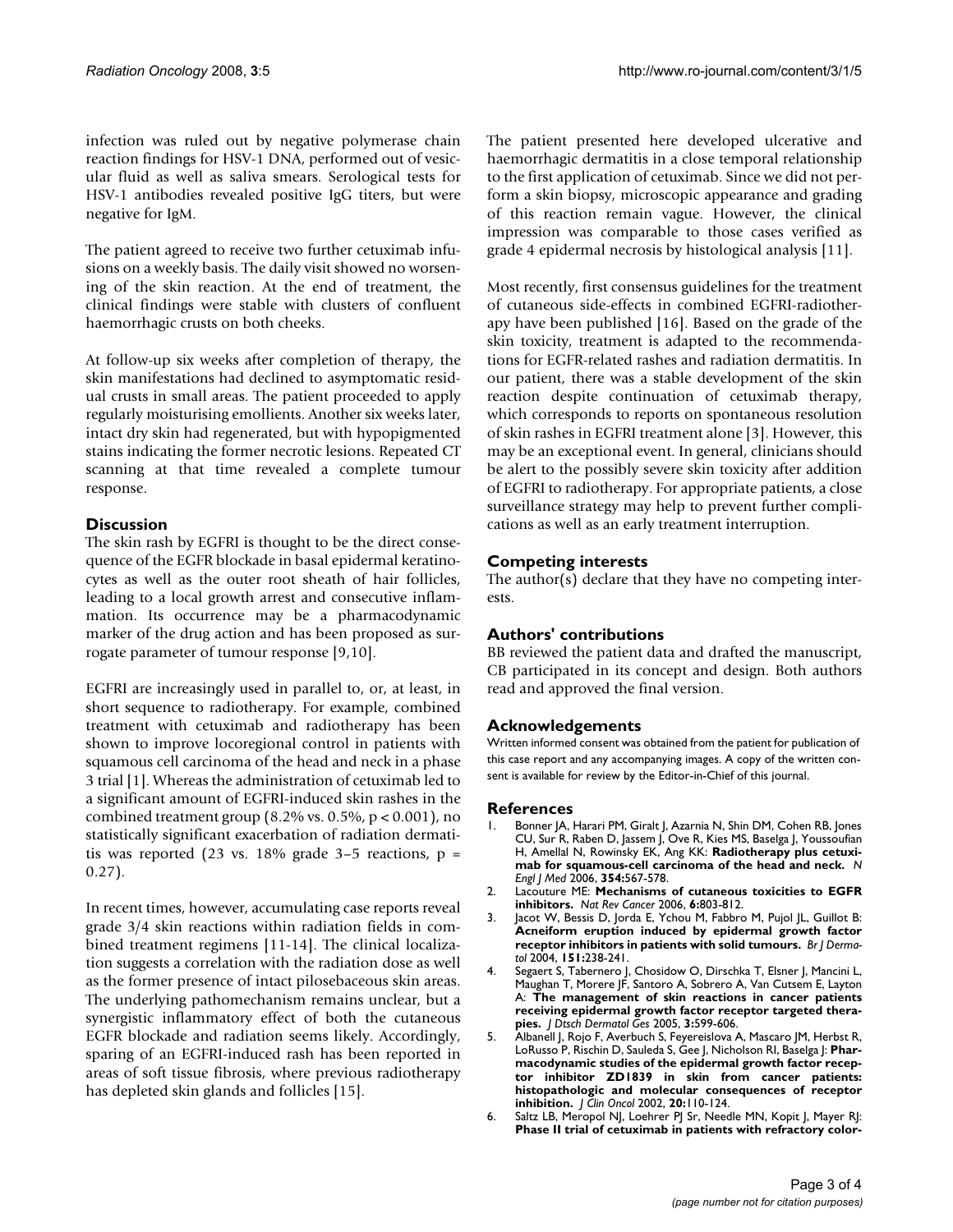infection was ruled out by negative polymerase chain reaction findings for HSV-1 DNA, performed out of vesicular fluid as well as saliva smears. Serological tests for HSV-1 antibodies revealed positive IgG titers, but were negative for IgM.

The patient agreed to receive two further cetuximab infusions on a weekly basis. The daily visit showed no worsening of the skin reaction. At the end of treatment, the clinical findings were stable with clusters of confluent haemorrhagic crusts on both cheeks.

At follow-up six weeks after completion of therapy, the skin manifestations had declined to asymptomatic residual crusts in small areas. The patient proceeded to apply regularly moisturising emollients. Another six weeks later, intact dry skin had regenerated, but with hypopigmented stains indicating the former necrotic lesions. Repeated CT scanning at that time revealed a complete tumour response.

## Discussion

The skin rash by EGFRI is thought to be the direct consequence of the EGFR blockade in basal epidermal keratinocytes as well as the outer root sheath of hair follicles, leading to a local growth arrest and consecutive inflammation. Its occurrence may be a pharmacodynamic marker of the drug action and has been proposed as surrogate parameter of tumour response [9,10].

EGFRI are increasingly used in parallel to, or, at least, in short sequence to radiotherapy. For example, combined treatment with cetuximab and radiotherapy has been shown to improve locoregional control in patients with squamous cell carcinoma of the head and neck in a phase 3 trial [1]. Whereas the administration of cetuximab led to a significant amount of EGFRI-induced skin rashes in the combined treatment group (8.2% vs. 0.5%, $p < 0.001$), no statistically significant exacerbation of radiation dermatitis was reported (23 vs. 18% grade 3–5 reactions, $p = 0.27$).

In recent times, however, accumulating case reports reveal grade 3/4 skin reactions within radiation fields in combined treatment regimens [11-14]. The clinical localization suggests a correlation with the radiation dose as well as the former presence of intact pilosebaceous skin areas. The underlying pathomechanism remains unclear, but a synergistic inflammatory effect of both the cutaneous EGFR blockade and radiation seems likely. Accordingly, sparing of an EGFRI-induced rash has been reported in areas of soft tissue fibrosis, where previous radiotherapy has depleted skin glands and follicles [15].

The patient presented here developed ulcerative and haemorrhagic dermatitis in a close temporal relationship to the first application of cetuximab. Since we did not perform a skin biopsy, microscopic appearance and grading of this reaction remain vague. However, the clinical impression was comparable to those cases verified as grade 4 epidermal necrosis by histological analysis [11].

Most recently, first consensus guidelines for the treatment of cutaneous side-effects in combined EGFRI-radiotherapy have been published [16]. Based on the grade of the skin toxicity, treatment is adapted to the recommendations for EGFR-related rashes and radiation dermatitis. In our patient, there was a stable development of the skin reaction despite continuation of cetuximab therapy, which corresponds to reports on spontaneous resolution of skin rashes in EGFRI treatment alone [3]. However, this may be an exceptional event. In general, clinicians should be alert to the possibly severe skin toxicity after addition of EGFRI to radiotherapy. For appropriate patients, a close surveillance strategy may help to prevent further complications as well as an early treatment interruption.

## Competing interests

The author(s) declare that they have no competing interests.

## Authors' contributions

BB reviewed the patient data and drafted the manuscript, CB participated in its concept and design. Both authors read and approved the final version.

## Acknowledgements

Written informed consent was obtained from the patient for publication of this case report and any accompanying images. A copy of the written consent is available for review by the Editor-in-Chief of this journal.

## References

1. Bonner JA, Harari PM, Giralt J, Azarnia N, Shin DM, Cohen RB, Jones CU, Sur R, Raben D, Jassem J, Ove R, Kies MS, Baselga J, Youssoufian H, Amellal N, Rowinsky EK, Ang KK: **Radiotherapy plus cetuximab for squamous-cell carcinoma of the head and neck.** *N Engl J Med* 2006, **354:**567-578.
2. Lacouture ME: **Mechanisms of cutaneous toxicities to EGFR inhibitors.** *Nat Rev Cancer* 2006, **6:**803-812.
3. Jacot W, Bessis D, Jorda E, Ychou M, Fabbro M, Pujol JL, Guillot B: **Acneiform eruption induced by epidermal growth factor receptor inhibitors in patients with solid tumours.** *Br J Dermatol* 2004, **151:**238-241.
4. Segaert S, Tabernero J, Chosidow O, Dirschka T, Elsner J, Mancini L, Maughan T, Morere JF, Santoro A, Sobrero A, Van Cutsem E, Layton A: **The management of skin reactions in cancer patients receiving epidermal growth factor receptor targeted therapies.** *J Dtsch Dermatol Ges* 2005, **3:**599-606.
5. Albanell J, Rojo F, Averbuch S, Feyereislova A, Mascaro JM, Herbst R, LoRusso P, Rischin D, Sauleda S, Gee J, Nicholson RI, Baselga J: **Pharmacodynamic studies of the epidermal growth factor receptor inhibitor ZD1839 in skin from cancer patients: histopathologic and molecular consequences of receptor inhibition.** *J Clin Oncol* 2002, **20:**110-124.
6. Saltz LB, Meropol NJ, Loehrer PJ Sr, Needle MN, Kopit J, Mayer RJ: **Phase II trial of cetuximab in patients with refractory color-**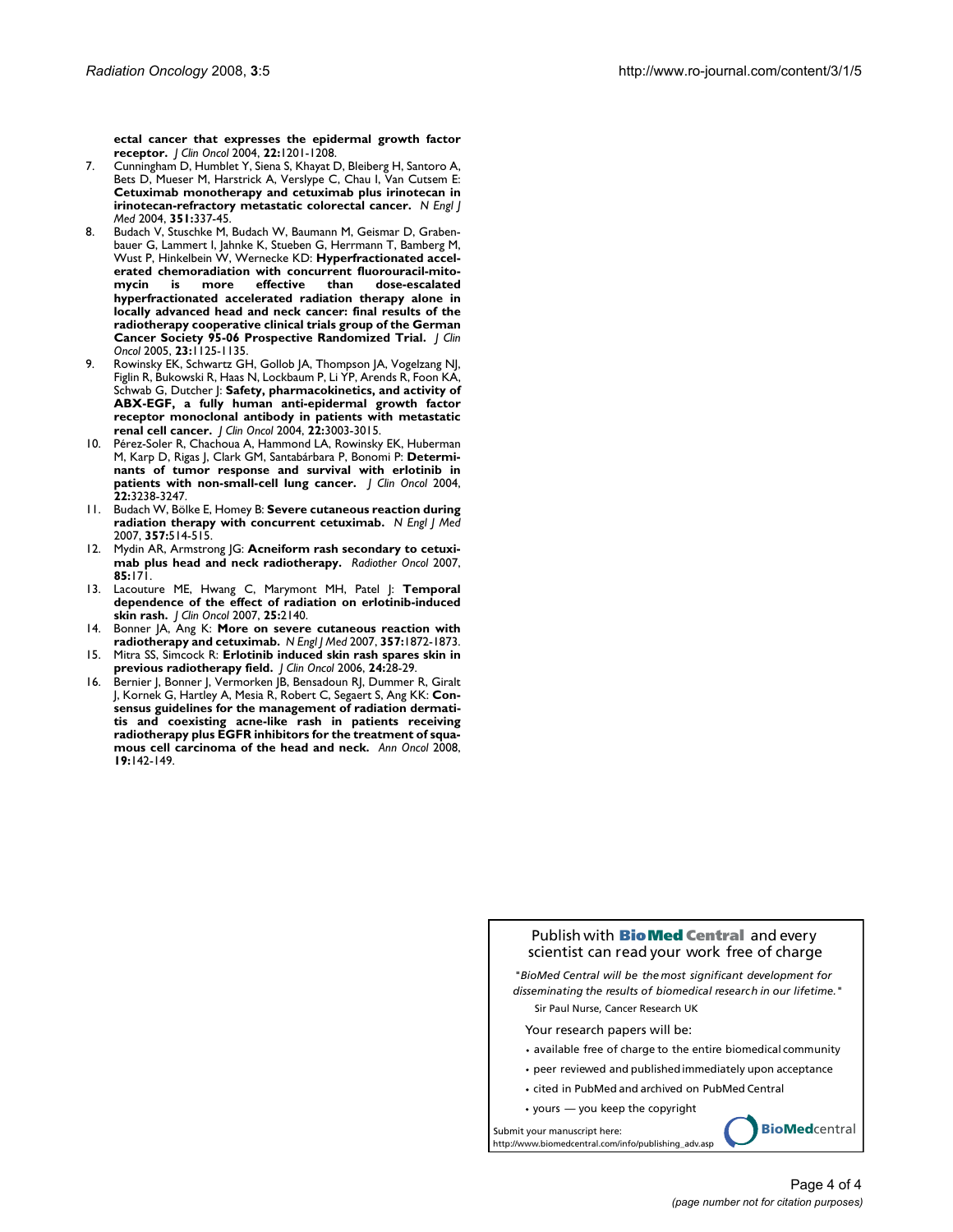**ectal cancer that expresses the epidermal growth factor receptor.** *J Clin Oncol* 2004, **22:**1201-1208.

7. Cunningham D, Humblet Y, Siena S, Khayat D, Bleiberg H, Santoro A, Bets D, Mueser M, Harstrick A, Verslype C, Chau I, Van Cutsem E: **Cetuximab monotherapy and cetuximab plus irinotecan in irinotecan-refractory metastatic colorectal cancer.** *N Engl J Med* 2004, **351:**337-45.
8. Budach V, Stuschke M, Budach W, Baumann M, Geismar D, Grabenbauer G, Lammert I, Jahnke K, Stueben G, Herrmann T, Bamberg M, Wust P, Hinkelbein W, Wernecke KD: **Hyperfractionated accelerated chemoradiation with concurrent fluorouracil-mitomycin is more effective than dose-escalated hyperfractionated accelerated radiation therapy alone in locally advanced head and neck cancer: final results of the radiotherapy cooperative clinical trials group of the German Cancer Society 95-06 Prospective Randomized Trial.** *J Clin Oncol* 2005, **23:**1125-1135.
9. Rowinsky EK, Schwartz GH, Gollob JA, Thompson JA, Vogelzang NJ, Figlin R, Bukowski R, Haas N, Lockbaum P, Li YP, Arends R, Foon KA, Schwab G, Dutcher J: **Safety, pharmacokinetics, and activity of ABX-EGF, a fully human anti-epidermal growth factor receptor monoclonal antibody in patients with metastatic renal cell cancer.** *J Clin Oncol* 2004, **22:**3003-3015.
10. Pérez-Soler R, Chachoua A, Hammond LA, Rowinsky EK, Huberman M, Karp D, Rigas J, Clark GM, Santabárbara P, Bonomi P: **Determinants of tumor response and survival with erlotinib in patients with non-small-cell lung cancer.** *J Clin Oncol* 2004, **22:**3238-3247.
11. Budach W, Bölke E, Homey B: **Severe cutaneous reaction during radiation therapy with concurrent cetuximab.** *N Engl J Med* 2007, **357:**514-515.
12. Mydin AR, Armstrong JG: **Acneiform rash secondary to cetuximab plus head and neck radiotherapy.** *Radiother Oncol* 2007, **85:**171.
13. Lacouture ME, Hwang C, Marymont MH, Patel J: **Temporal dependence of the effect of radiation on erlotinib-induced skin rash.** *J Clin Oncol* 2007, **25:**2140.
14. Bonner JA, Ang K: **More on severe cutaneous reaction with radiotherapy and cetuximab.** *N Engl J Med* 2007, **357:**1872-1873.
15. Mitra SS, Simcock R: **Erlotinib induced skin rash spares skin in previous radiotherapy field.** *J Clin Oncol* 2006, **24:**28-29.
16. Bernier J, Bonner J, Vermorken JB, Bensadoun RJ, Dummer R, Giralt J, Kornek G, Hartley A, Mesia R, Robert C, Segaert S, Ang KK: **Consensus guidelines for the management of radiation dermatitis and coexisting acne-like rash in patients receiving radiotherapy plus EGFR inhibitors for the treatment of squamous cell carcinoma of the head and neck.** *Ann Oncol* 2008, **19:**142-149.

Publish with **BioMed Central** and every scientist can read your work free of charge

*"BioMed Central will be the most significant development for disseminating the results of biomedical research in our lifetime."*

Sir Paul Nurse, Cancer Research UK

Your research papers will be:

- available free of charge to the entire biomedical community
- peer reviewed and published immediately upon acceptance
- cited in PubMed and archived on PubMed Central
- yours — you keep the copyright

Submit your manuscript here:
http://www.biomedcentral.com/info/publishing_adv.asp

**BioMed**central